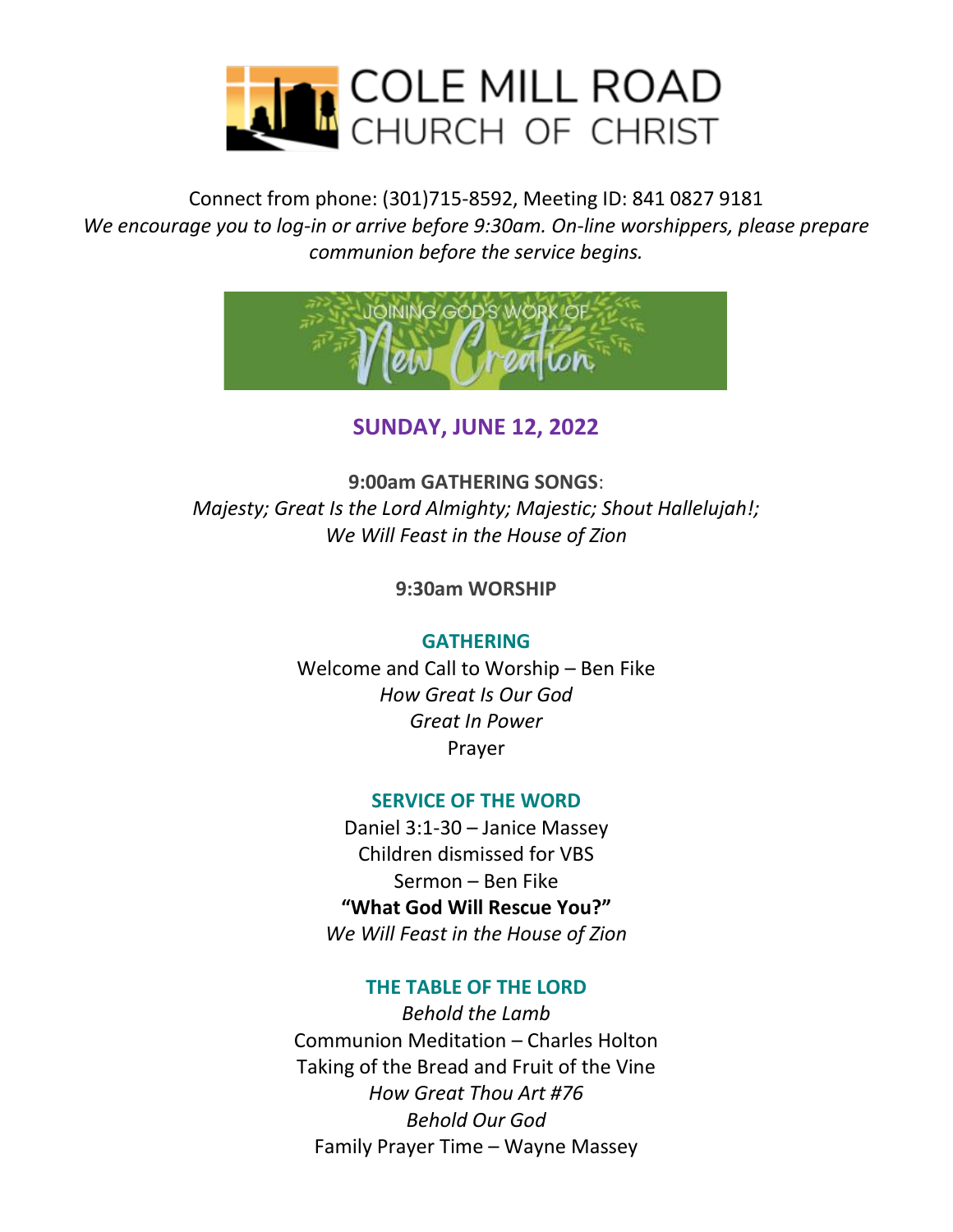# COLE MILL ROAD CHURCH OF CHRIST

Connect from phone: (301)715-8592, Meeting ID: 841 0827 9181

*We encourage you to log-in or arrive before 9:30am. On-line worshippers, please prepare communion before the service begins.*

JOINING GOD'S WORK OF *New Creation*

## SUNDAY, JUNE 12, 2022

**9:00am GATHERING SONGS**:
*Majesty; Great Is the Lord Almighty; Majestic; Shout Hallelujah!; We Will Feast in the House of Zion*

**9:30am WORSHIP**

### GATHERING

Welcome and Call to Worship – Ben Fike
*How Great Is Our God*
*Great In Power*
Prayer

### SERVICE OF THE WORD

Daniel 3:1-30 – Janice Massey
Children dismissed for VBS
Sermon – Ben Fike
**"What God Will Rescue You?"**
*We Will Feast in the House of Zion*

### THE TABLE OF THE LORD

*Behold the Lamb*
Communion Meditation – Charles Holton
Taking of the Bread and Fruit of the Vine
*How Great Thou Art #76*
*Behold Our God*
Family Prayer Time – Wayne Massey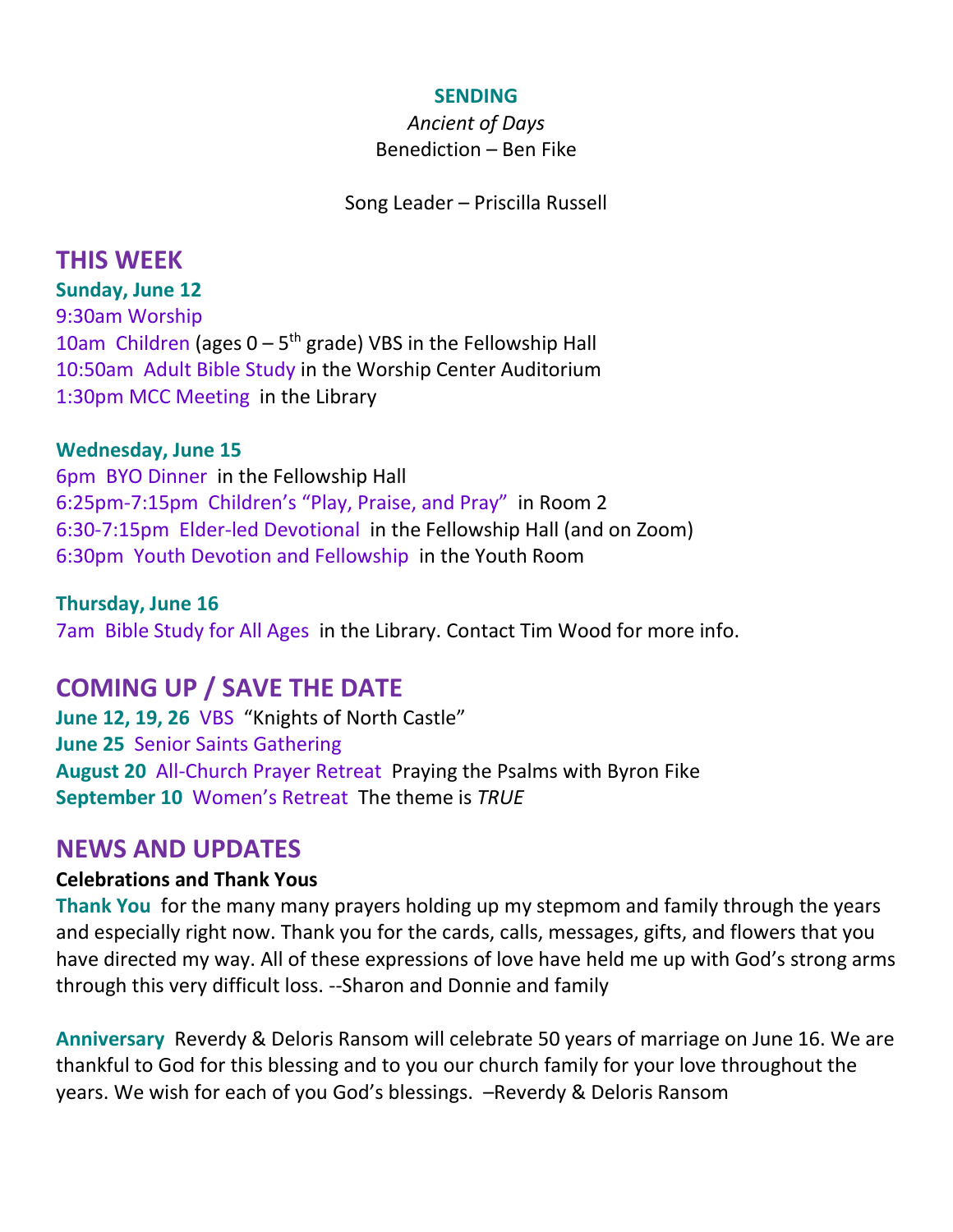**SENDING**

*Ancient of Days*

Benediction – Ben Fike

Song Leader – Priscilla Russell

## THIS WEEK

**Sunday, June 12**

9:30am Worship
10am Children (ages 0 – 5th grade) VBS in the Fellowship Hall
10:50am Adult Bible Study in the Worship Center Auditorium
1:30pm MCC Meeting in the Library

**Wednesday, June 15**

6pm BYO Dinner in the Fellowship Hall
6:25pm-7:15pm Children's "Play, Praise, and Pray" in Room 2
6:30-7:15pm Elder-led Devotional in the Fellowship Hall (and on Zoom)
6:30pm Youth Devotion and Fellowship in the Youth Room

**Thursday, June 16**

7am Bible Study for All Ages in the Library. Contact Tim Wood for more info.

## COMING UP / SAVE THE DATE

**June 12, 19, 26** VBS "Knights of North Castle"
**June 25** Senior Saints Gathering
**August 20** All-Church Prayer Retreat Praying the Psalms with Byron Fike
**September 10** Women's Retreat The theme is *TRUE*

## NEWS AND UPDATES

**Celebrations and Thank Yous**

**Thank You** for the many many prayers holding up my stepmom and family through the years and especially right now. Thank you for the cards, calls, messages, gifts, and flowers that you have directed my way. All of these expressions of love have held me up with God's strong arms through this very difficult loss. --Sharon and Donnie and family

**Anniversary** Reverdy & Deloris Ransom will celebrate 50 years of marriage on June 16. We are thankful to God for this blessing and to you our church family for your love throughout the years. We wish for each of you God's blessings. –Reverdy & Deloris Ransom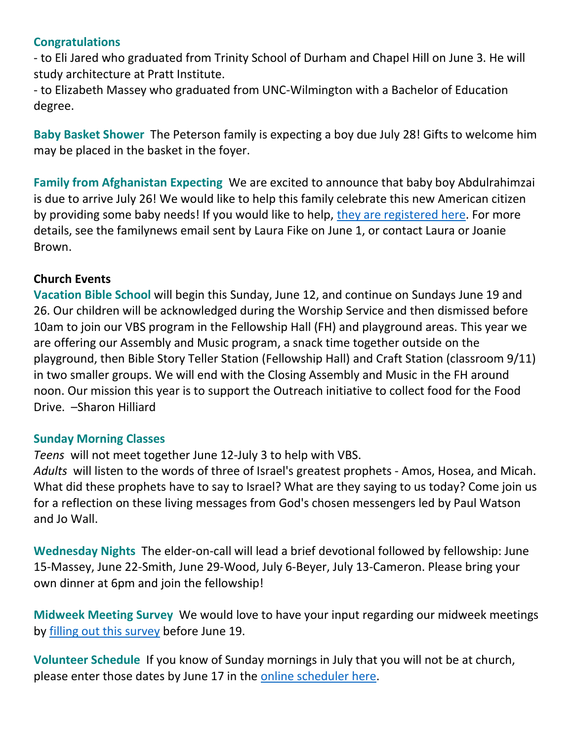**Congratulations**

- to Eli Jared who graduated from Trinity School of Durham and Chapel Hill on June 3. He will study architecture at Pratt Institute.
- to Elizabeth Massey who graduated from UNC-Wilmington with a Bachelor of Education degree.

**Baby Basket Shower** The Peterson family is expecting a boy due July 28! Gifts to welcome him may be placed in the basket in the foyer.

**Family from Afghanistan Expecting** We are excited to announce that baby boy Abdulrahimzai is due to arrive July 26! We would like to help this family celebrate this new American citizen by providing some baby needs! If you would like to help, they are registered here. For more details, see the familynews email sent by Laura Fike on June 1, or contact Laura or Joanie Brown.

**Church Events**

**Vacation Bible School** will begin this Sunday, June 12, and continue on Sundays June 19 and 26. Our children will be acknowledged during the Worship Service and then dismissed before 10am to join our VBS program in the Fellowship Hall (FH) and playground areas. This year we are offering our Assembly and Music program, a snack time together outside on the playground, then Bible Story Teller Station (Fellowship Hall) and Craft Station (classroom 9/11) in two smaller groups. We will end with the Closing Assembly and Music in the FH around noon. Our mission this year is to support the Outreach initiative to collect food for the Food Drive. –Sharon Hilliard

**Sunday Morning Classes**

*Teens* will not meet together June 12-July 3 to help with VBS.

*Adults* will listen to the words of three of Israel's greatest prophets - Amos, Hosea, and Micah. What did these prophets have to say to Israel? What are they saying to us today? Come join us for a reflection on these living messages from God's chosen messengers led by Paul Watson and Jo Wall.

**Wednesday Nights** The elder-on-call will lead a brief devotional followed by fellowship: June 15-Massey, June 22-Smith, June 29-Wood, July 6-Beyer, July 13-Cameron. Please bring your own dinner at 6pm and join the fellowship!

**Midweek Meeting Survey** We would love to have your input regarding our midweek meetings by filling out this survey before June 19.

**Volunteer Schedule** If you know of Sunday mornings in July that you will not be at church, please enter those dates by June 17 in the online scheduler here.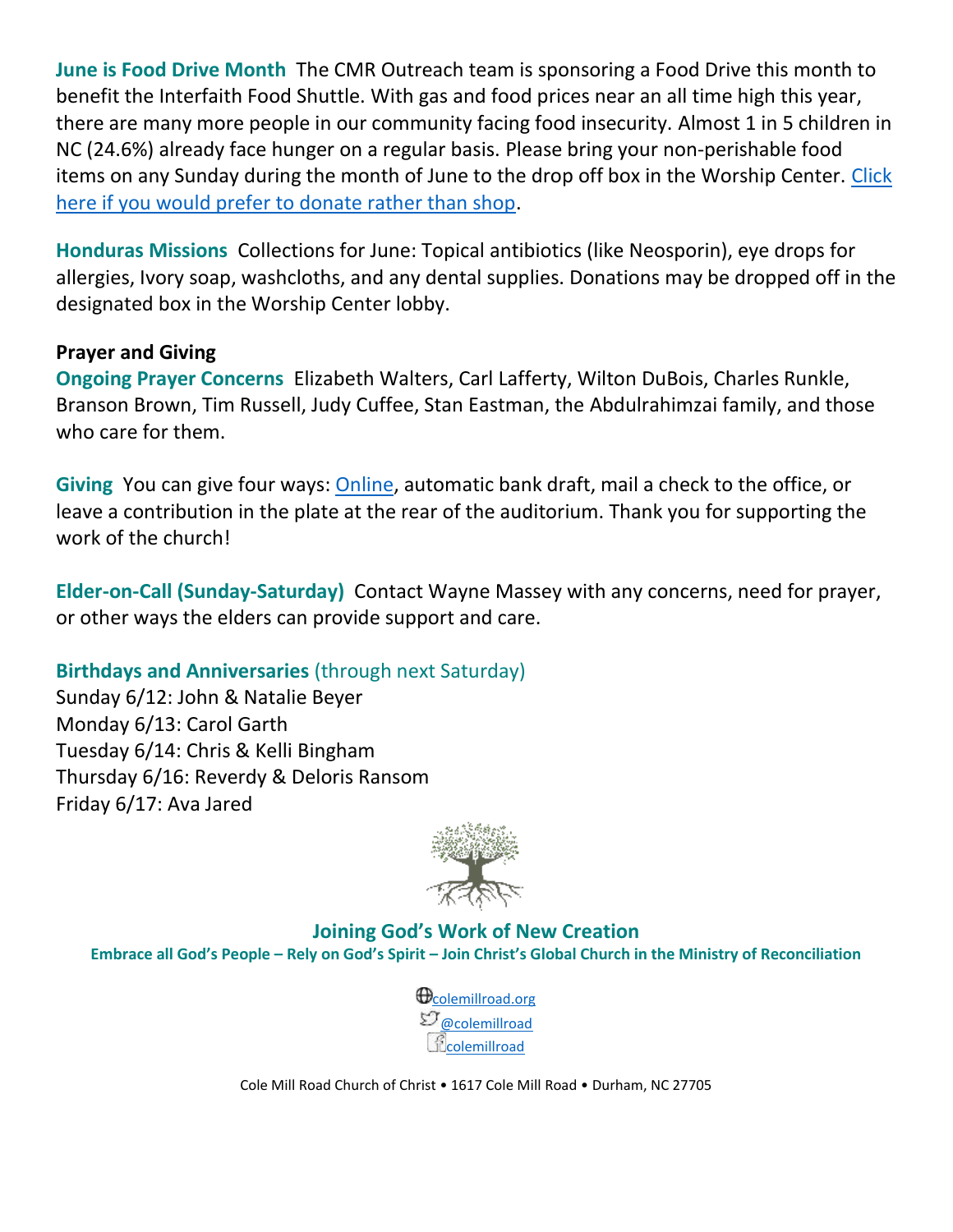**June is Food Drive Month** The CMR Outreach team is sponsoring a Food Drive this month to benefit the Interfaith Food Shuttle. With gas and food prices near an all time high this year, there are many more people in our community facing food insecurity. Almost 1 in 5 children in NC (24.6%) already face hunger on a regular basis. Please bring your non-perishable food items on any Sunday during the month of June to the drop off box in the Worship Center. Click here if you would prefer to donate rather than shop.

**Honduras Missions** Collections for June: Topical antibiotics (like Neosporin), eye drops for allergies, Ivory soap, washcloths, and any dental supplies. Donations may be dropped off in the designated box in the Worship Center lobby.

**Prayer and Giving**

**Ongoing Prayer Concerns** Elizabeth Walters, Carl Lafferty, Wilton DuBois, Charles Runkle, Branson Brown, Tim Russell, Judy Cuffee, Stan Eastman, the Abdulrahimzai family, and those who care for them.

**Giving** You can give four ways: Online, automatic bank draft, mail a check to the office, or leave a contribution in the plate at the rear of the auditorium. Thank you for supporting the work of the church!

**Elder-on-Call (Sunday-Saturday)** Contact Wayne Massey with any concerns, need for prayer, or other ways the elders can provide support and care.

**Birthdays and Anniversaries** (through next Saturday)

Sunday 6/12: John & Natalie Beyer
Monday 6/13: Carol Garth
Tuesday 6/14: Chris & Kelli Bingham
Thursday 6/16: Reverdy & Deloris Ransom
Friday 6/17: Ava Jared

**Joining God's Work of New Creation**

**Embrace all God's People – Rely on God's Spirit – Join Christ's Global Church in the Ministry of Reconciliation**

colemillroad.org
@colemillroad
colemillroad

Cole Mill Road Church of Christ • 1617 Cole Mill Road • Durham, NC 27705